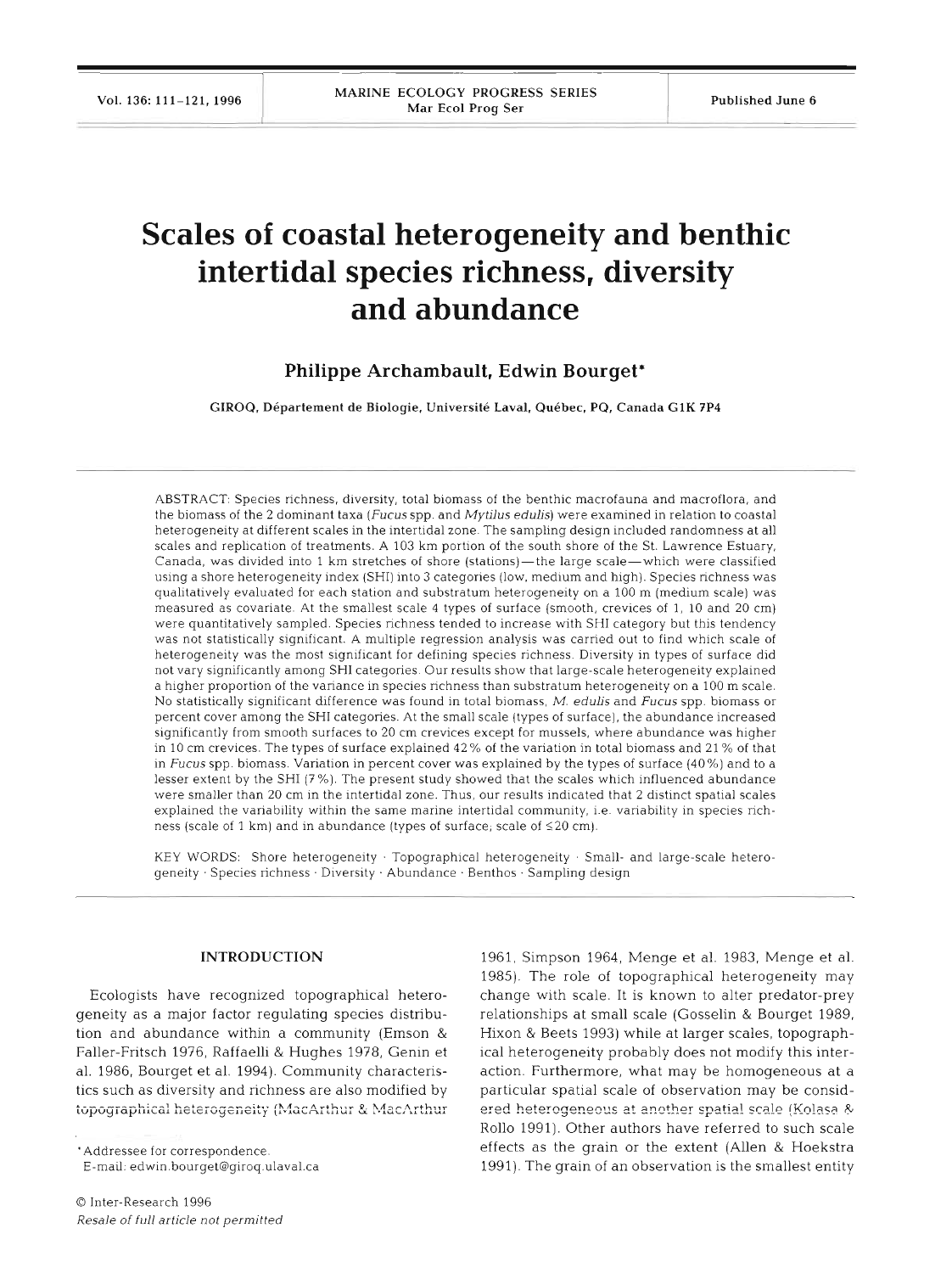# Scales of coastal heterogeneity and benthic intertidal species richness, diversity and abundance

**Philippe Archambault, Edwin Bourget***

GIROQ, Département de Biologie, Université Laval, Québec, PQ, Canada G1K 7P4

ABSTRACT: Species richness, diversity, total biomass of the benthic macrofauna and macroflora, and the biomass of the 2 dominant taxa (*Fucus* spp. and *Mytilus edulis*) were examined in relation to coastal heterogeneity at different scales in the intertidal zone. The sampling design included randomness at all scales and replication of treatments. A 103 km portion of the south shore of the St. Lawrence Estuary, Canada, was divided into 1 km stretches of shore (stations)—the large scale—which were classified using a shore heterogeneity index (SHI) into 3 categories (low, medium and high). Species richness was qualitatively evaluated for each station and substratum heterogeneity on a 100 m (medium scale) was measured as covariate. At the smallest scale 4 types of surface (smooth, crevices of 1, 10 and 20 cm) were quantitatively sampled. Species richness tended to increase with SHI category but this tendency was not statistically significant. A multiple regression analysis was carried out to find which scale of heterogeneity was the most significant for defining species richness. Diversity in types of surface did not vary significantly among SHI categories. Our results show that large-scale heterogeneity explained a higher proportion of the variance in species richness than substratum heterogeneity on a 100 m scale. No statistically significant difference was found in total biomass, *M. edulis* and *Fucus* spp. biomass or percent cover among the SHI categories. At the small scale (types of surface), the abundance increased significantly from smooth surfaces to 20 cm crevices except for mussels, where abundance was higher in 10 cm crevices. The types of surface explained 42% of the variation in total biomass and 21% of that in *Fucus* spp. biomass. Variation in percent cover was explained by the types of surface (40%) and to a lesser extent by the SHI (7%). The present study showed that the scales which influenced abundance were smaller than 20 cm in the intertidal zone. Thus, our results indicated that 2 distinct spatial scales explained the variability within the same marine intertidal community, i.e. variability in species richness (scale of 1 km) and in abundance (types of surface; scale of ≤20 cm).

KEY WORDS: Shore heterogeneity · Topographical heterogeneity · Small- and large-scale heterogeneity · Species richness · Diversity · Abundance · Benthos · Sampling design

## INTRODUCTION

Ecologists have recognized topographical heterogeneity as a major factor regulating species distribution and abundance within a community (Emson & Faller-Fritsch 1976, Raffaelli & Hughes 1978, Genin et al. 1986, Bourget et al. 1994). Community characteristics such as diversity and richness are also modified by topographical heterogeneity (MacArthur & MacArthur 1961, Simpson 1964, Menge et al. 1983, Menge et al. 1985). The role of topographical heterogeneity may change with scale. It is known to alter predator-prey relationships at small scale (Gosselin & Bourget 1989, Hixon & Beets 1993) while at larger scales, topographical heterogeneity probably does not modify this interaction. Furthermore, what may be homogeneous at a particular spatial scale of observation may be considered heterogeneous at another spatial scale (Kolasa & Rollo 1991). Other authors have referred to such scale effects as the grain or the extent (Allen & Hoekstra 1991). The grain of an observation is the smallest entity

*Addressee for correspondence.
E-mail: edwin.bourget@giroq.ulaval.ca

© Inter-Research 1996
*Resale of full article not permitted*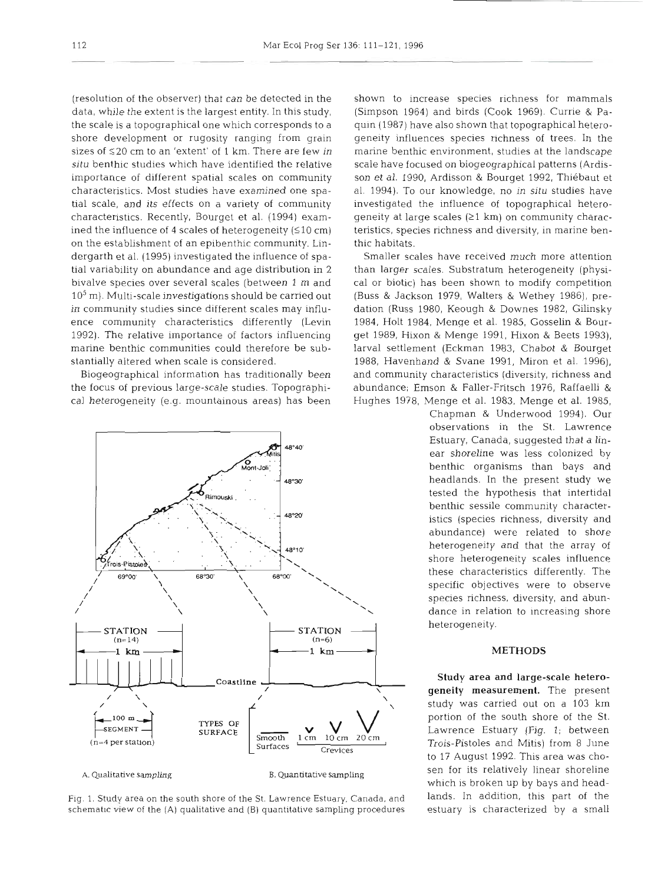(resolution of the observer) that can be detected in the data, while the extent is the largest entity. In this study, the scale is a topographical one which corresponds to a shore development or rugosity ranging from grain sizes of ≤20 cm to an 'extent' of 1 km. There are few *in situ* benthic studies which have identified the relative importance of different spatial scales on community characteristics. Most studies have examined one spatial scale, and its effects on a variety of community characteristics. Recently, Bourget et al. (1994) examined the influence of 4 scales of heterogeneity (≤10 cm) on the establishment of an epibenthic community. Lindergarth et al. (1995) investigated the influence of spatial variability on abundance and age distribution in 2 bivalve species over several scales (between 1 m and $10^5$ m). Multi-scale investigations should be carried out in community studies since different scales may influence community characteristics differently (Levin 1992). The relative importance of factors influencing marine benthic communities could therefore be substantially altered when scale is considered.

Biogeographical information has traditionally been the focus of previous large-scale studies. Topographical heterogeneity (e.g. mountainous areas) has been shown to increase species richness for mammals (Simpson 1964) and birds (Cook 1969). Currie & Paquin (1987) have also shown that topographical heterogeneity influences species richness of trees. In the marine benthic environment, studies at the landscape scale have focused on biogeographical patterns (Ardisson et al. 1990, Ardisson & Bourget 1992, Thiébaut et al. 1994). To our knowledge, no *in situ* studies have investigated the influence of topographical heterogeneity at large scales (≥1 km) on community characteristics, species richness and diversity, in marine benthic habitats.

Smaller scales have received much more attention than larger scales. Substratum heterogeneity (physical or biotic) has been shown to modify competition (Buss & Jackson 1979, Walters & Wethey 1986), predation (Russ 1980, Keough & Downes 1982, Gilinsky 1984, Holt 1984, Menge et al. 1985, Gosselin & Bourget 1989, Hixon & Menge 1991, Hixon & Beets 1993), larval settlement (Eckman 1983, Chabot & Bourget 1988, Havenhand & Svane 1991, Miron et al. 1996), and community characteristics (diversity, richness and abundance; Emson & Faller-Fritsch 1976, Raffaelli & Hughes 1978, Menge et al. 1983, Menge et al. 1985, Chapman & Underwood 1994). Our observations in the St. Lawrence Estuary, Canada, suggested that a linear shoreline was less colonized by benthic organisms than bays and headlands. In the present study we tested the hypothesis that intertidal benthic sessile community characteristics (species richness, diversity and abundance) were related to shore heterogeneity and that the array of shore heterogeneity scales influence these characteristics differently. The specific objectives were to observe species richness, diversity, and abundance in relation to increasing shore heterogeneity.

Fig. 1. Study area on the south shore of the St. Lawrence Estuary, Canada, and schematic view of the (A) qualitative and (B) quantitative sampling procedures

## METHODS

**Study area and large-scale heterogeneity measurement.** The present study was carried out on a 103 km portion of the south shore of the St. Lawrence Estuary (Fig. 1; between Trois-Pistoles and Mitis) from 8 June to 17 August 1992. This area was chosen for its relatively linear shoreline which is broken up by bays and headlands. In addition, this part of the estuary is characterized by a small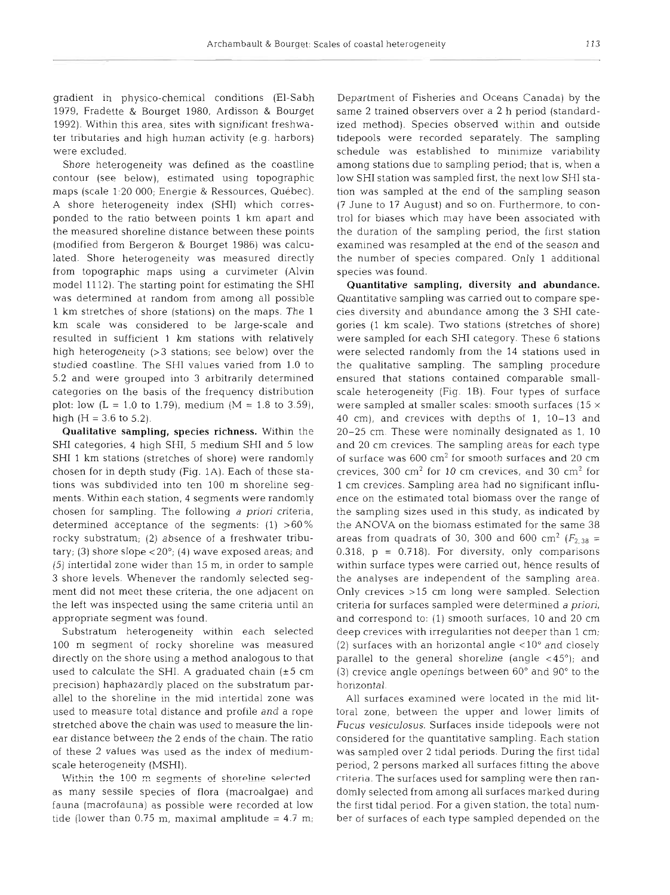gradient in physico-chemical conditions (El-Sabh 1979, Fradette & Bourget 1980, Ardisson & Bourget 1992). Within this area, sites with significant freshwater tributaries and high human activity (e.g. harbors) were excluded.

Shore heterogeneity was defined as the coastline contour (see below), estimated using topographic maps (scale 1:20 000; Energie & Ressources, Québec). A shore heterogeneity index (SHI) which corresponded to the ratio between points 1 km apart and the measured shoreline distance between these points (modified from Bergeron & Bourget 1986) was calculated. Shore heterogeneity was measured directly from topographic maps using a curvimeter (Alvin model 1112). The starting point for estimating the SHI was determined at random from among all possible 1 km stretches of shore (stations) on the maps. The 1 km scale was considered to be large-scale and resulted in sufficient 1 km stations with relatively high heterogeneity (>3 stations; see below) over the studied coastline. The SHI values varied from 1.0 to 5.2 and were grouped into 3 arbitrarily determined categories on the basis of the frequency distribution plot: low (L = 1.0 to 1.79), medium (M = 1.8 to 3.59), high (H = 3.6 to 5.2).

**Qualitative sampling, species richness.** Within the SHI categories, 4 high SHI, 5 medium SHI and 5 low SHI 1 km stations (stretches of shore) were randomly chosen for in depth study (Fig. 1A). Each of these stations was subdivided into ten 100 m shoreline segments. Within each station, 4 segments were randomly chosen for sampling. The following *a priori* criteria, determined acceptance of the segments: (1) >60% rocky substratum; (2) absence of a freshwater tributary; (3) shore slope <20°; (4) wave exposed areas; and (5) intertidal zone wider than 15 m, in order to sample 3 shore levels. Whenever the randomly selected segment did not meet these criteria, the one adjacent on the left was inspected using the same criteria until an appropriate segment was found.

Substratum heterogeneity within each selected 100 m segment of rocky shoreline was measured directly on the shore using a method analogous to that used to calculate the SHI. A graduated chain (±5 cm precision) haphazardly placed on the substratum parallel to the shoreline in the mid intertidal zone was used to measure total distance and profile and a rope stretched above the chain was used to measure the linear distance between the 2 ends of the chain. The ratio of these 2 values was used as the index of medium-scale heterogeneity (MSHI).

Within the 100 m segments of shoreline selected as many sessile species of flora (macroalgae) and fauna (macrofauna) as possible were recorded at low tide (lower than 0.75 m, maximal amplitude = 4.7 m; Department of Fisheries and Oceans Canada) by the same 2 trained observers over a 2 h period (standardized method). Species observed within and outside tidepools were recorded separately. The sampling schedule was established to minimize variability among stations due to sampling period; that is, when a low SHI station was sampled first, the next low SHI station was sampled at the end of the sampling season (7 June to 17 August) and so on. Furthermore, to control for biases which may have been associated with the duration of the sampling period, the first station examined was resampled at the end of the season and the number of species compared. Only 1 additional species was found.

**Quantitative sampling, diversity and abundance.** Quantitative sampling was carried out to compare species diversity and abundance among the 3 SHI categories (1 km scale). Two stations (stretches of shore) were sampled for each SHI category. These 6 stations were selected randomly from the 14 stations used in the qualitative sampling. The sampling procedure ensured that stations contained comparable small-scale heterogeneity (Fig. 1B). Four types of surface were sampled at smaller scales: smooth surfaces (15 × 40 cm), and crevices with depths of 1, 10–13 and 20–25 cm. These were nominally designated as 1, 10 and 20 cm crevices. The sampling areas for each type of surface was 600 cm$^2$ for smooth surfaces and 20 cm crevices, 300 cm$^2$ for 10 cm crevices, and 30 cm$^2$ for 1 cm crevices. Sampling area had no significant influence on the estimated total biomass over the range of the sampling sizes used in this study, as indicated by the ANOVA on the biomass estimated for the same 38 areas from quadrats of 30, 300 and 600 cm$^2$ ($F_{2,38}$ = 0.318, p = 0.718). For diversity, only comparisons within surface types were carried out, hence results of the analyses are independent of the sampling area. Only crevices >15 cm long were sampled. Selection criteria for surfaces sampled were determined *a priori*, and correspond to: (1) smooth surfaces, 10 and 20 cm deep crevices with irregularities not deeper than 1 cm; (2) surfaces with an horizontal angle <10° and closely parallel to the general shoreline (angle <45°); and (3) crevice angle openings between 60° and 90° to the horizontal.

All surfaces examined were located in the mid littoral zone, between the upper and lower limits of *Fucus vesiculosus*. Surfaces inside tidepools were not considered for the quantitative sampling. Each station was sampled over 2 tidal periods. During the first tidal period, 2 persons marked all surfaces fitting the above criteria. The surfaces used for sampling were then randomly selected from among all surfaces marked during the first tidal period. For a given station, the total number of surfaces of each type sampled depended on the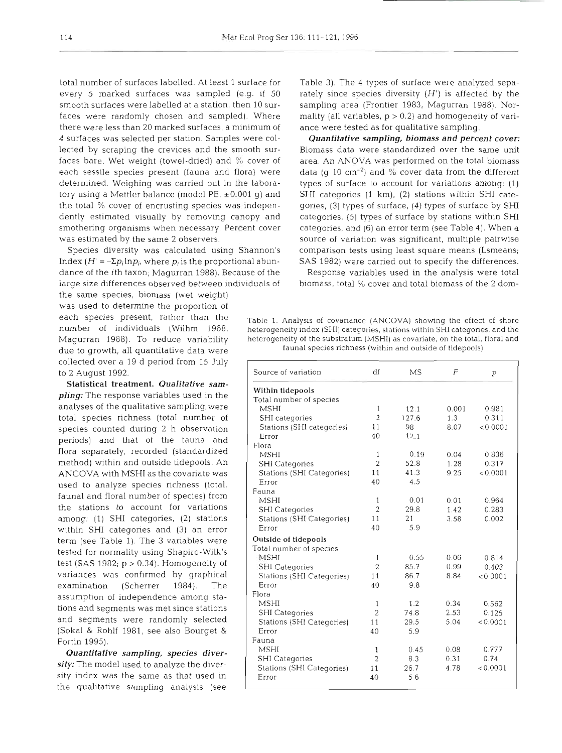total number of surfaces labelled. At least 1 surface for every 5 marked surfaces was sampled (e.g. if 50 smooth surfaces were labelled at a station, then 10 surfaces were randomly chosen and sampled). Where there were less than 20 marked surfaces, a minimum of 4 surfaces was selected per station. Samples were collected by scraping the crevices and the smooth surfaces bare. Wet weight (towel-dried) and % cover of each sessile species present (fauna and flora) were determined. Weighing was carried out in the laboratory using a Mettler balance (model PE, ±0.001 g) and the total % cover of encrusting species was independently estimated visually by removing canopy and smothering organisms when necessary. Percent cover was estimated by the same 2 observers.

Species diversity was calculated using Shannon's Index ($H' = -\Sigma p_i \ln p_i$, where $p_i$ is the proportional abundance of the $i$th taxon; Magurran 1988). Because of the large size differences observed between individuals of the same species, biomass (wet weight) was used to determine the proportion of each species present, rather than the number of individuals (Wilhm 1968, Magurran 1988). To reduce variability due to growth, all quantitative data were collected over a 19 d period from 15 July to 2 August 1992.

**Statistical treatment.** ***Qualitative sampling:*** The response variables used in the analyses of the qualitative sampling were total species richness (total number of species counted during 2 h observation periods) and that of the fauna and flora separately, recorded (standardized method) within and outside tidepools. An ANCOVA with MSHI as the covariate was used to analyze species richness (total, faunal and floral number of species) from the stations to account for variations among: (1) SHI categories, (2) stations within SHI categories and (3) an error term (see Table 1). The 3 variables were tested for normality using Shapiro-Wilk's test (SAS 1982; $p > 0.34$). Homogeneity of variances was confirmed by graphical examination (Scherrer 1984). The assumption of independence among stations and segments was met since stations and segments were randomly selected (Sokal & Rohlf 1981, see also Bourget & Fortin 1995).

***Quantitative sampling, species diversity:*** The model used to analyze the diversity index was the same as that used in the qualitative sampling analysis (see Table 3). The 4 types of surface were analyzed separately since species diversity ($H'$) is affected by the sampling area (Frontier 1983, Magurran 1988). Normality (all variables, $p > 0.2$) and homogeneity of variance were tested as for qualitative sampling.

***Quantitative sampling, biomass and percent cover:*** Biomass data were standardized over the same unit area. An ANOVA was performed on the total biomass data (g 10 $cm^{-2}$) and % cover data from the different types of surface to account for variations among: (1) SHI categories (1 km), (2) stations within SHI categories, (3) types of surface, (4) types of surface by SHI categories, (5) types of surface by stations within SHI categories, and (6) an error term (see Table 4). When a source of variation was significant, multiple pairwise comparison tests using least square means (Lsmeans; SAS 1982) were carried out to specify the differences.

Response variables used in the analysis were total biomass, total % cover and total biomass of the 2 dom-

Table 1. Analysis of covariance (ANCOVA) showing the effect of shore heterogeneity index (SHI) categories, stations within SHI categories, and the heterogeneity of the substratum (MSHI) as covariate, on the total, floral and faunal species richness (within and outside of tidepools)

| Source of variation | df | MS | $F$ | $p$ |
|---|---|---|---|---|
| **Within tidepools** | | | | |
| Total number of species | | | | |
| MSHI | 1 | 12.1 | 0.001 | 0.981 |
| SHI categories | 2 | 127.6 | 1.3 | 0.311 |
| Stations (SHI categories) | 11 | 98 | 8.07 | <0.0001 |
| Error | 40 | 12.1 | | |
| Flora | | | | |
| MSHI | 1 | 0.19 | 0.04 | 0.836 |
| SHI Categories | 2 | 52.8 | 1.28 | 0.317 |
| Stations (SHI Categories) | 11 | 41.3 | 9.25 | <0.0001 |
| Error | 40 | 4.5 | | |
| Fauna | | | | |
| MSHI | 1 | 0.01 | 0.01 | 0.964 |
| SHI Categories | 2 | 29.8 | 1.42 | 0.283 |
| Stations (SHI Categories) | 11 | 21 | 3.58 | 0.002 |
| Error | 40 | 5.9 | | |
| **Outside of tidepools** | | | | |
| Total number of species | | | | |
| MSHI | 1 | 0.55 | 0.06 | 0.814 |
| SHI Categories | 2 | 85.7 | 0.99 | 0.403 |
| Stations (SHI Categories) | 11 | 86.7 | 8.84 | <0.0001 |
| Error | 40 | 9.8 | | |
| Flora | | | | |
| MSHI | 1 | 1.2 | 0.34 | 0.562 |
| SHI Categories | 2 | 74.8 | 2.53 | 0.125 |
| Stations (SHI Categories) | 11 | 29.5 | 5.04 | <0.0001 |
| Error | 40 | 5.9 | | |
| Fauna | | | | |
| MSHI | 1 | 0.45 | 0.08 | 0.777 |
| SHI Categories | 2 | 8.3 | 0.31 | 0.74 |
| Stations (SHI Categories) | 11 | 26.7 | 4.78 | <0.0001 |
| Error | 40 | 5.6 | | |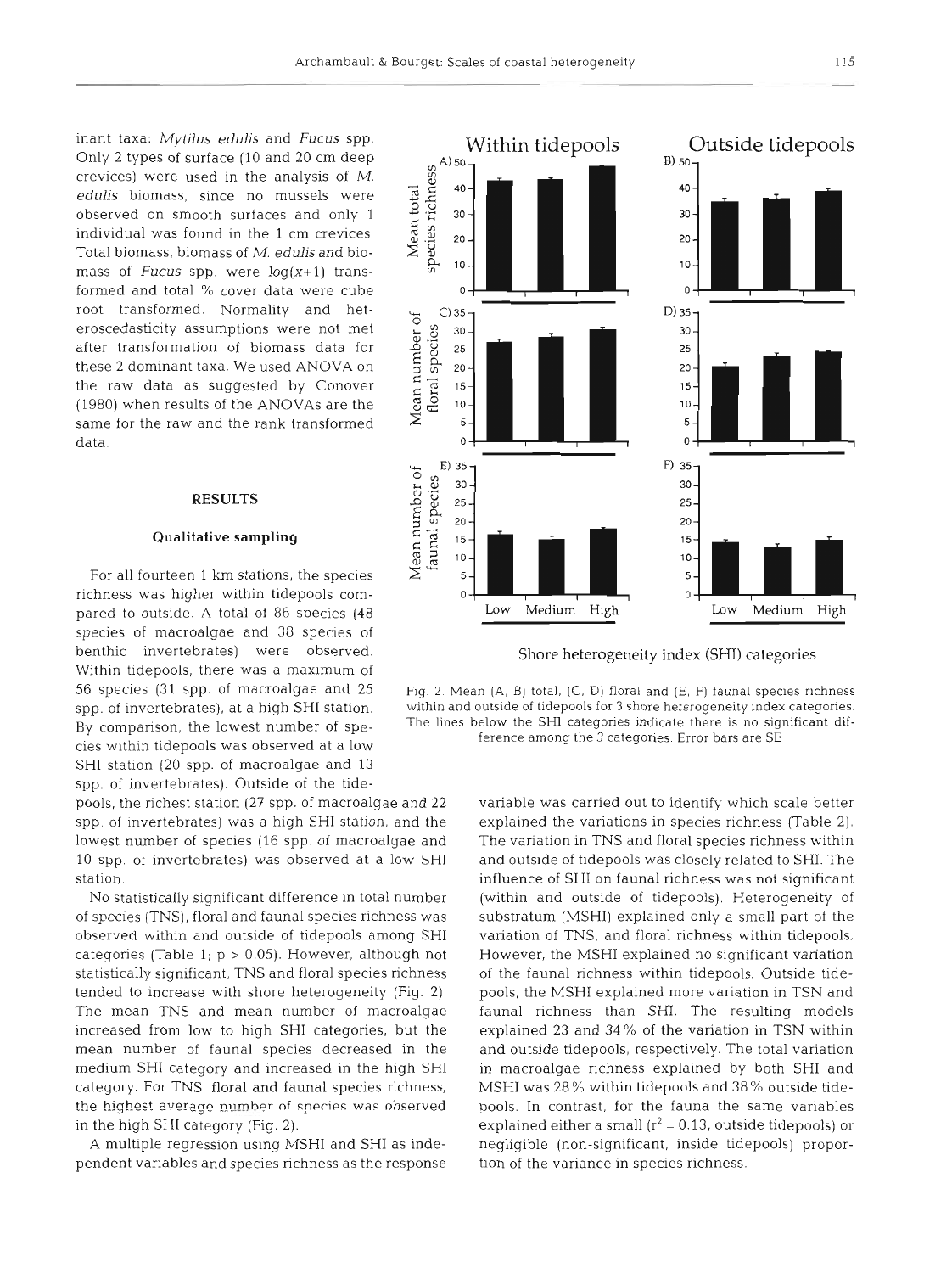inant taxa: *Mytilus edulis* and *Fucus* spp. Only 2 types of surface (10 and 20 cm deep crevices) were used in the analysis of *M. edulis* biomass, since no mussels were observed on smooth surfaces and only 1 individual was found in the 1 cm crevices. Total biomass, biomass of *M. edulis* and biomass of *Fucus* spp. were $\log(x+1)$ transformed and total % cover data were cube root transformed. Normality and heteroscedasticity assumptions were not met after transformation of biomass data for these 2 dominant taxa. We used ANOVA on the raw data as suggested by Conover (1980) when results of the ANOVAs are the same for the raw and the rank transformed data.

## RESULTS

### Qualitative sampling

For all fourteen 1 km stations, the species richness was higher within tidepools compared to outside. A total of 86 species (48 species of macroalgae and 38 species of benthic invertebrates) were observed. Within tidepools, there was a maximum of 56 species (31 spp. of macroalgae and 25 spp. of invertebrates), at a high SHI station. By comparison, the lowest number of species within tidepools was observed at a low SHI station (20 spp. of macroalgae and 13 spp. of invertebrates). Outside of the tidepools, the richest station (27 spp. of macroalgae and 22 spp. of invertebrates) was a high SHI station, and the lowest number of species (16 spp. of macroalgae and 10 spp. of invertebrates) was observed at a low SHI station.

No statistically significant difference in total number of species (TNS), floral and faunal species richness was observed within and outside of tidepools among SHI categories (Table 1; $p > 0.05$). However, although not statistically significant, TNS and floral species richness tended to increase with shore heterogeneity (Fig. 2). The mean TNS and mean number of macroalgae increased from low to high SHI categories, but the mean number of faunal species decreased in the medium SHI category and increased in the high SHI category. For TNS, floral and faunal species richness, the highest average number of species was observed in the high SHI category (Fig. 2).

A multiple regression using MSHI and SHI as independent variables and species richness as the response variable was carried out to identify which scale better explained the variations in species richness (Table 2). The variation in TNS and floral species richness within and outside of tidepools was closely related to SHI. The influence of SHI on faunal richness was not significant (within and outside of tidepools). Heterogeneity of substratum (MSHI) explained only a small part of the variation of TNS, and floral richness within tidepools. However, the MSHI explained no significant variation of the faunal richness within tidepools. Outside tidepools, the MSHI explained more variation in TSN and faunal richness than SHI. The resulting models explained 23 and 34% of the variation in TSN within and outside tidepools, respectively. The total variation in macroalgae richness explained by both SHI and MSHI was 28% within tidepools and 38% outside tidepools. In contrast, for the fauna the same variables explained either a small ($r^2 = 0.13$, outside tidepools) or negligible (non-significant, inside tidepools) proportion of the variance in species richness.

Fig. 2. Mean (A, B) total, (C, D) floral and (E, F) faunal species richness within and outside of tidepools for 3 shore heterogeneity index categories. The lines below the SHI categories indicate there is no significant difference among the 3 categories. Error bars are SE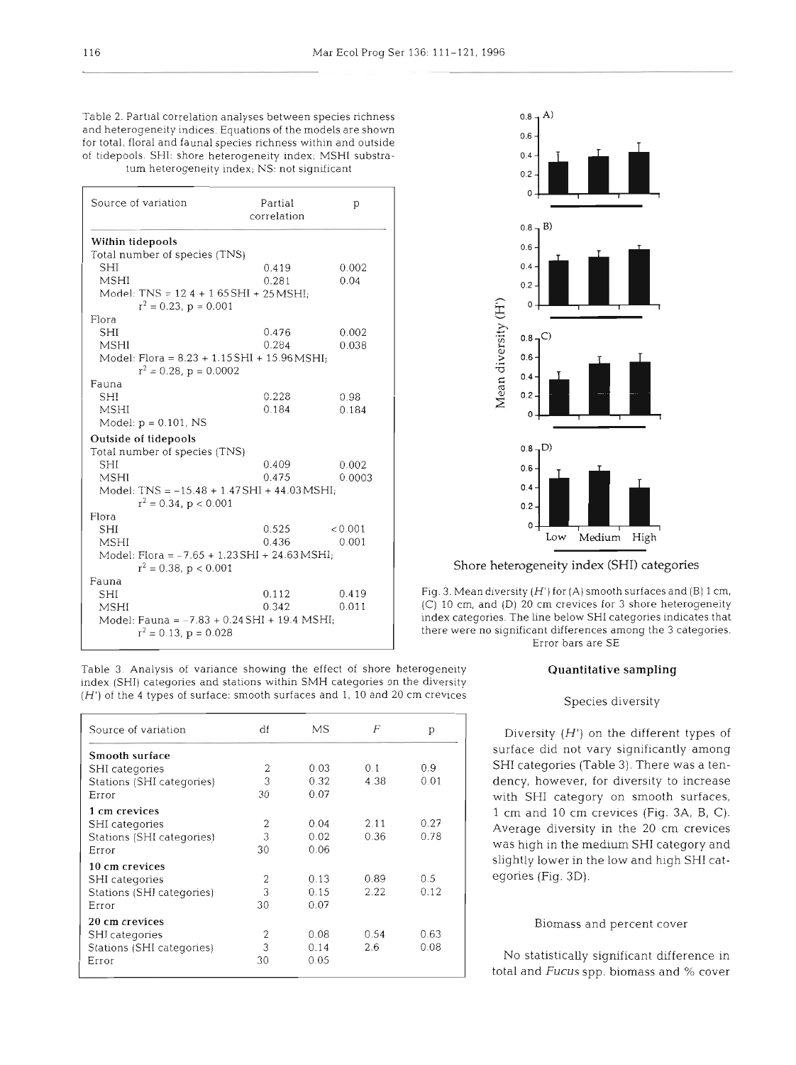Table 2. Partial correlation analyses between species richness and heterogeneity indices. Equations of the models are shown for total, floral and faunal species richness within and outside of tidepools. SHI: shore heterogeneity index; MSHI substratum heterogeneity index; NS: not significant

| Source of variation | Partial correlation | p |
|---|---|---|
| **Within tidepools** | | |
| Total number of species (TNS) | | |
| SHI | 0.419 | 0.002 |
| MSHI | 0.281 | 0.04 |
| Model: TNS = 12.4 + 1.65SHI + 25MSHI; $r^2 = 0.23$, $p = 0.001$ | | |
| Flora | | |
| SHI | 0.476 | 0.002 |
| MSHI | 0.284 | 0.038 |
| Model: Flora = 8.23 + 1.15SHI + 15.96MSHI; $r^2 = 0.28$, $p = 0.0002$ | | |
| Fauna | | |
| SHI | 0.228 | 0.98 |
| MSHI | 0.184 | 0.184 |
| Model: $p = 0.101$, NS | | |
| **Outside of tidepools** | | |
| Total number of species (TNS) | | |
| SHI | 0.409 | 0.002 |
| MSHI | 0.475 | 0.0003 |
| Model: TNS = −15.48 + 1.47SHI + 44.03MSHI; $r^2 = 0.34$, $p < 0.001$ | | |
| Flora | | |
| SHI | 0.525 | <0.001 |
| MSHI | 0.436 | 0.001 |
| Model: Flora = −7.65 + 1.23SHI + 24.63MSHI; $r^2 = 0.38$, $p < 0.001$ | | |
| Fauna | | |
| SHI | 0.112 | 0.419 |
| MSHI | 0.342 | 0.011 |
| Model: Fauna = −7.83 + 0.24SHI + 19.4 MSHI; $r^2 = 0.13$, $p = 0.028$ | | |

Table 3. Analysis of variance showing the effect of shore heterogeneity index (SHI) categories and stations within SMH categories on the diversity ($H'$) of the 4 types of surface: smooth surfaces and 1, 10 and 20 cm crevices

| Source of variation | df | MS | $F$ | p |
|---|---|---|---|---|
| **Smooth surface** | | | | |
| SHI categories | 2 | 0.03 | 0.1 | 0.9 |
| Stations (SHI categories) | 3 | 0.32 | 4.38 | 0.01 |
| Error | 30 | 0.07 | | |
| **1 cm crevices** | | | | |
| SHI categories | 2 | 0.04 | 2.11 | 0.27 |
| Stations (SHI categories) | 3 | 0.02 | 0.36 | 0.78 |
| Error | 30 | 0.06 | | |
| **10 cm crevices** | | | | |
| SHI categories | 2 | 0.13 | 0.89 | 0.5 |
| Stations (SHI categories) | 3 | 0.15 | 2.22 | 0.12 |
| Error | 30 | 0.07 | | |
| **20 cm crevices** | | | | |
| SHI categories | 2 | 0.08 | 0.54 | 0.63 |
| Stations (SHI categories) | 3 | 0.14 | 2.6 | 0.08 |
| Error | 30 | 0.05 | | |

Fig. 3. Mean diversity ($H'$) for (A) smooth surfaces and (B) 1 cm, (C) 10 cm, and (D) 20 cm crevices for 3 shore heterogeneity index categories. The line below SHI categories indicates that there were no significant differences among the 3 categories. Error bars are SE

## Quantitative sampling

### Species diversity

Diversity ($H'$) on the different types of surface did not vary significantly among SHI categories (Table 3). There was a tendency, however, for diversity to increase with SHI category on smooth surfaces, 1 cm and 10 cm crevices (Fig. 3A, B, C). Average diversity in the 20 cm crevices was high in the medium SHI category and slightly lower in the low and high SHI categories (Fig. 3D).

### Biomass and percent cover

No statistically significant difference in total and *Fucus* spp. biomass and % cover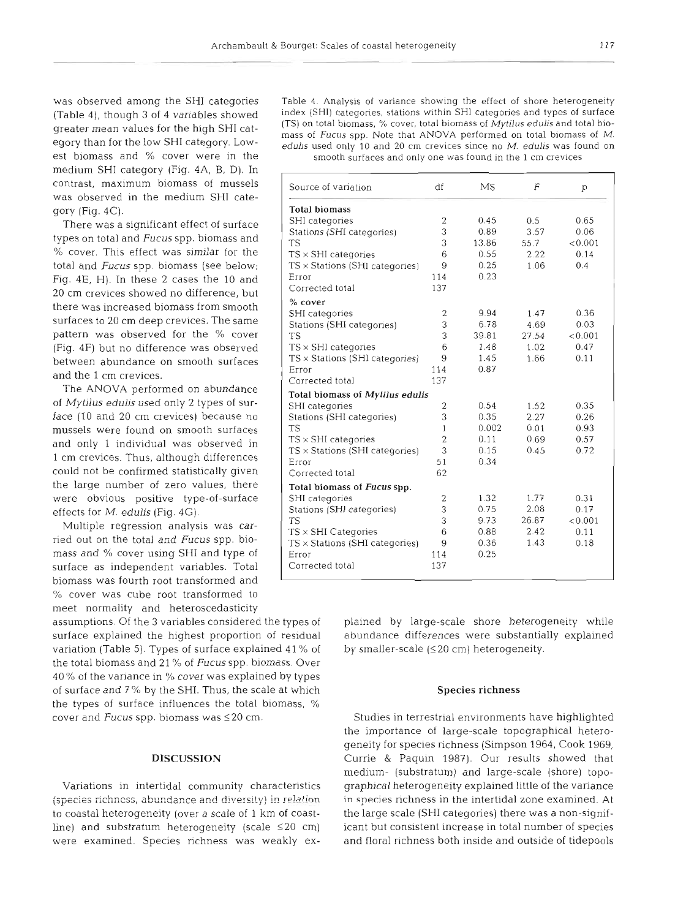was observed among the SHI categories (Table 4), though 3 of 4 variables showed greater mean values for the high SHI category than for the low SHI category. Lowest biomass and % cover were in the medium SHI category (Fig. 4A, B, D). In contrast, maximum biomass of mussels was observed in the medium SHI category (Fig. 4C).

There was a significant effect of surface types on total and *Fucus* spp. biomass and % cover. This effect was similar for the total and *Fucus* spp. biomass (see below; Fig. 4E, H). In these 2 cases the 10 and 20 cm crevices showed no difference, but there was increased biomass from smooth surfaces to 20 cm deep crevices. The same pattern was observed for the % cover (Fig. 4F) but no difference was observed between abundance on smooth surfaces and the 1 cm crevices.

The ANOVA performed on abundance of *Mytilus edulis* used only 2 types of surface (10 and 20 cm crevices) because no mussels were found on smooth surfaces and only 1 individual was observed in 1 cm crevices. Thus, although differences could not be confirmed statistically given the large number of zero values, there were obvious positive type-of-surface effects for *M. edulis* (Fig. 4G).

Table 4. Analysis of variance showing the effect of shore heterogeneity index (SHI) categories, stations within SHI categories and types of surface (TS) on total biomass, % cover, total biomass of *Mytilus edulis* and total biomass of *Fucus* spp. Note that ANOVA performed on total biomass of *M. edulis* used only 10 and 20 cm crevices since no *M. edulis* was found on smooth surfaces and only one was found in the 1 cm crevices

| Source of variation | df | MS | F | p |
|---|---|---|---|---|
| **Total biomass** | | | | |
| SHI categories | 2 | 0.45 | 0.5 | 0.65 |
| Stations (SHI categories) | 3 | 0.89 | 3.57 | 0.06 |
| TS | 3 | 13.86 | 55.7 | <0.001 |
| TS × SHI categories | 6 | 0.55 | 2.22 | 0.14 |
| TS × Stations (SHI categories) | 9 | 0.25 | 1.06 | 0.4 |
| Error | 114 | 0.23 | | |
| Corrected total | 137 | | | |
| **% cover** | | | | |
| SHI categories | 2 | 9.94 | 1.47 | 0.36 |
| Stations (SHI categories) | 3 | 6.78 | 4.69 | 0.03 |
| TS | 3 | 39.81 | 27.54 | <0.001 |
| TS × SHI categories | 6 | 1.48 | 1.02 | 0.47 |
| TS × Stations (SHI categories) | 9 | 1.45 | 1.66 | 0.11 |
| Error | 114 | 0.87 | | |
| Corrected total | 137 | | | |
| **Total biomass of *Mytilus edulis*** | | | | |
| SHI categories | 2 | 0.54 | 1.52 | 0.35 |
| Stations (SHI categories) | 3 | 0.35 | 2.27 | 0.26 |
| TS | 1 | 0.002 | 0.01 | 0.93 |
| TS × SHI categories | 2 | 0.11 | 0.69 | 0.57 |
| TS × Stations (SHI categories) | 3 | 0.15 | 0.45 | 0.72 |
| Error | 51 | 0.34 | | |
| Corrected total | 62 | | | |
| **Total biomass of *Fucus* spp.** | | | | |
| SHI categories | 2 | 1.32 | 1.77 | 0.31 |
| Stations (SHI categories) | 3 | 0.75 | 2.08 | 0.17 |
| TS | 3 | 9.73 | 26.87 | <0.001 |
| TS × SHI Categories | 6 | 0.88 | 2.42 | 0.11 |
| TS × Stations (SHI categories) | 9 | 0.36 | 1.43 | 0.18 |
| Error | 114 | 0.25 | | |
| Corrected total | 137 | | | |

Multiple regression analysis was carried out on the total and *Fucus* spp. biomass and % cover using SHI and type of surface as independent variables. Total biomass was fourth root transformed and % cover was cube root transformed to meet normality and heteroscedasticity assumptions. Of the 3 variables considered the types of surface explained the highest proportion of residual variation (Table 5). Types of surface explained 41% of the total biomass and 21% of *Fucus* spp. biomass. Over 40% of the variance in % cover was explained by types of surface and 7% by the SHI. Thus, the scale at which the types of surface influences the total biomass, % cover and *Fucus* spp. biomass was ≤20 cm.

## DISCUSSION

Variations in intertidal community characteristics (species richness, abundance and diversity) in relation to coastal heterogeneity (over a scale of 1 km of coastline) and substratum heterogeneity (scale ≤20 cm) were examined. Species richness was weakly explained by large-scale shore heterogeneity while abundance differences were substantially explained by smaller-scale (≤20 cm) heterogeneity.

### Species richness

Studies in terrestrial environments have highlighted the importance of large-scale topographical heterogeneity for species richness (Simpson 1964, Cook 1969, Currie & Paquin 1987). Our results showed that medium- (substratum) and large-scale (shore) topographical heterogeneity explained little of the variance in species richness in the intertidal zone examined. At the large scale (SHI categories) there was a non-significant but consistent increase in total number of species and floral richness both inside and outside of tidepools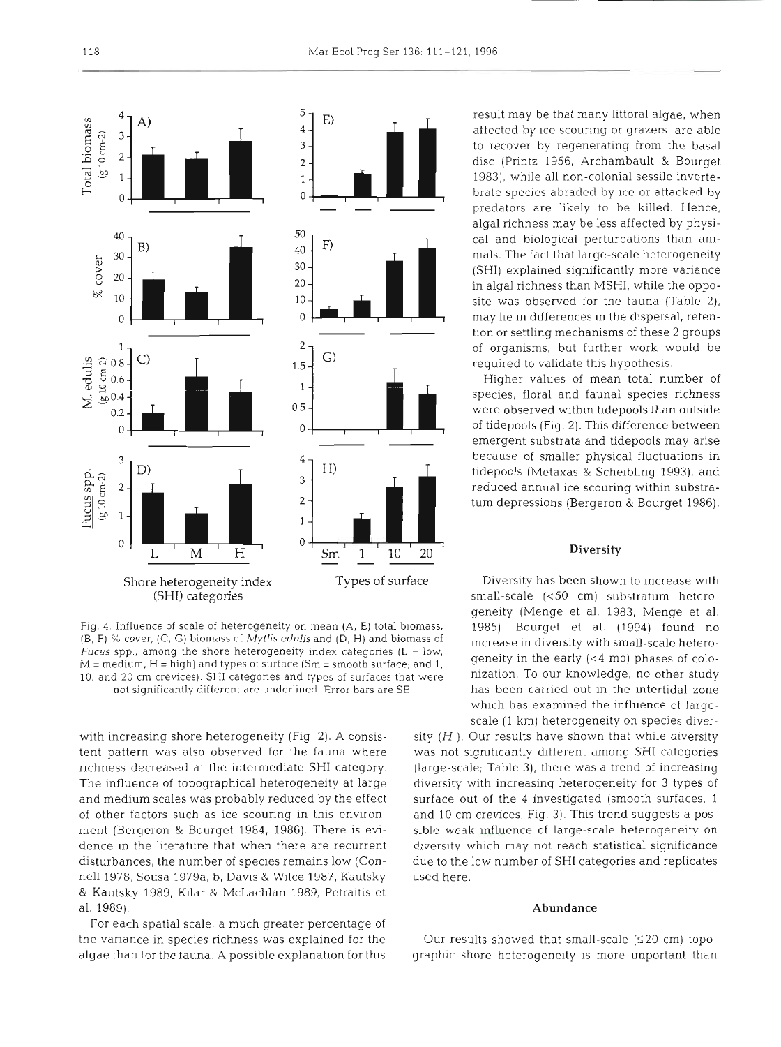Fig. 4. Influence of scale of heterogeneity on mean (A, E) total biomass, (B, F) % cover, (C, G) biomass of *Mytlis edulis* and (D, H) and biomass of *Fucus* spp., among the shore heterogeneity index categories (L = low, M = medium, H = high) and types of surface (Sm = smooth surface; and 1, 10, and 20 cm crevices). SHI categories and types of surfaces that were not significantly different are underlined. Error bars are SE

with increasing shore heterogeneity (Fig. 2). A consistent pattern was also observed for the fauna where richness decreased at the intermediate SHI category. The influence of topographical heterogeneity at large and medium scales was probably reduced by the effect of other factors such as ice scouring in this environment (Bergeron & Bourget 1984, 1986). There is evidence in the literature that when there are recurrent disturbances, the number of species remains low (Connell 1978, Sousa 1979a, b, Davis & Wilce 1987, Kautsky & Kautsky 1989, Kilar & McLachlan 1989, Petraitis et al. 1989).

For each spatial scale, a much greater percentage of the variance in species richness was explained for the algae than for the fauna. A possible explanation for this result may be that many littoral algae, when affected by ice scouring or grazers, are able to recover by regenerating from the basal disc (Printz 1956, Archambault & Bourget 1983), while all non-colonial sessile invertebrate species abraded by ice or attacked by predators are likely to be killed. Hence, algal richness may be less affected by physical and biological perturbations than animals. The fact that large-scale heterogeneity (SHI) explained significantly more variance in algal richness than MSHI, while the opposite was observed for the fauna (Table 2), may lie in differences in the dispersal, retention or settling mechanisms of these 2 groups of organisms, but further work would be required to validate this hypothesis.

Higher values of mean total number of species, floral and faunal species richness were observed within tidepools than outside of tidepools (Fig. 2). This difference between emergent substrata and tidepools may arise because of smaller physical fluctuations in tidepools (Metaxas & Scheibling 1993), and reduced annual ice scouring within substratum depressions (Bergeron & Bourget 1986).

### Diversity

Diversity has been shown to increase with small-scale (<50 cm) substratum heterogeneity (Menge et al. 1983, Menge et al. 1985). Bourget et al. (1994) found no increase in diversity with small-scale heterogeneity in the early (<4 mo) phases of colonization. To our knowledge, no other study has been carried out in the intertidal zone which has examined the influence of large-scale (1 km) heterogeneity on species diversity ($H'$). Our results have shown that while diversity was not significantly different among SHI categories (large-scale; Table 3), there was a trend of increasing diversity with increasing heterogeneity for 3 types of surface out of the 4 investigated (smooth surfaces, 1 and 10 cm crevices; Fig. 3). This trend suggests a possible weak influence of large-scale heterogeneity on diversity which may not reach statistical significance due to the low number of SHI categories and replicates used here.

### Abundance

Our results showed that small-scale (≤20 cm) topographic shore heterogeneity is more important than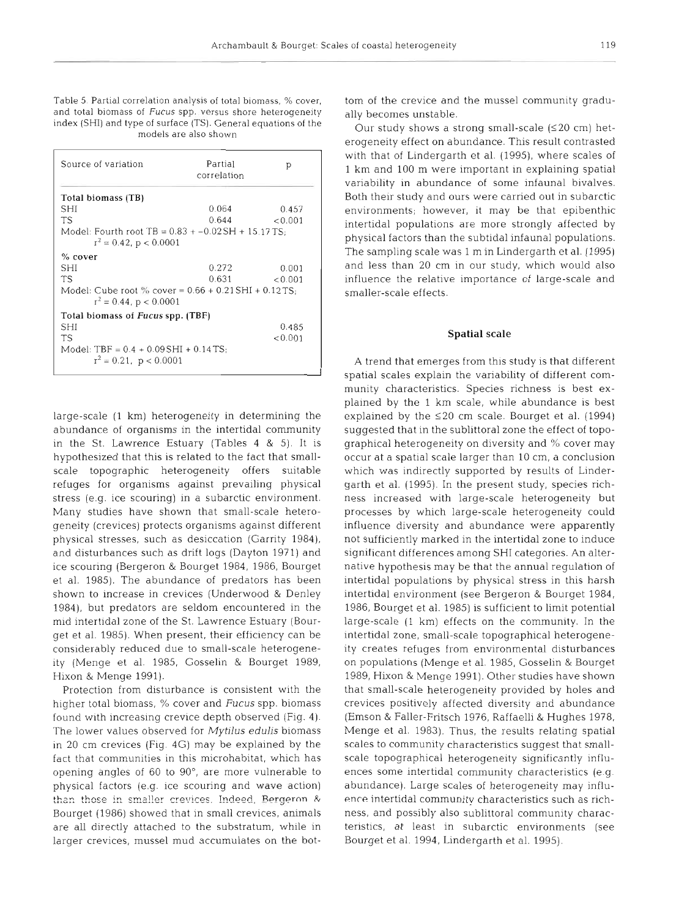Table 5. Partial correlation analysis of total biomass, % cover, and total biomass of *Fucus* spp. versus shore heterogeneity index (SHI) and type of surface (TS). General equations of the models are also shown

| Source of variation | Partial correlation | p |
|---|---|---|
| **Total biomass (TB)** | | |
| SHI | 0.064 | 0.457 |
| TS | 0.644 | <0.001 |
| Model: Fourth root TB = 0.83 + −0.02SH + 15.17TS; $r^2 = 0.42$, $p < 0.0001$ | | |
| **% cover** | | |
| SHI | 0.272 | 0.001 |
| TS | 0.631 | <0.001 |
| Model: Cube root % cover = 0.66 + 0.21SHI + 0.12TS; $r^2 = 0.44$, $p < 0.0001$ | | |
| **Total biomass of *Fucus* spp. (TBF)** | | |
| SHI | | 0.485 |
| TS | | <0.001 |
| Model: TBF = 0.4 + 0.09SHI + 0.14TS; $r^2 = 0.21$, $p < 0.0001$ | | |

large-scale (1 km) heterogeneity in determining the abundance of organisms in the intertidal community in the St. Lawrence Estuary (Tables 4 & 5). It is hypothesized that this is related to the fact that small-scale topographic heterogeneity offers suitable refuges for organisms against prevailing physical stress (e.g. ice scouring) in a subarctic environment. Many studies have shown that small-scale heterogeneity (crevices) protects organisms against different physical stresses, such as desiccation (Garrity 1984), and disturbances such as drift logs (Dayton 1971) and ice scouring (Bergeron & Bourget 1984, 1986, Bourget et al. 1985). The abundance of predators has been shown to increase in crevices (Underwood & Denley 1984), but predators are seldom encountered in the mid intertidal zone of the St. Lawrence Estuary (Bourget et al. 1985). When present, their efficiency can be considerably reduced due to small-scale heterogeneity (Menge et al. 1985, Gosselin & Bourget 1989, Hixon & Menge 1991).

Protection from disturbance is consistent with the higher total biomass, % cover and *Fucus* spp. biomass found with increasing crevice depth observed (Fig. 4). The lower values observed for *Mytilus edulis* biomass in 20 cm crevices (Fig. 4G) may be explained by the fact that communities in this microhabitat, which has opening angles of 60 to 90°, are more vulnerable to physical factors (e.g. ice scouring and wave action) than those in smaller crevices. Indeed, Bergeron & Bourget (1986) showed that in small crevices, animals are all directly attached to the substratum, while in larger crevices, mussel mud accumulates on the bottom of the crevice and the mussel community gradually becomes unstable.

Our study shows a strong small-scale (≤20 cm) heterogeneity effect on abundance. This result contrasted with that of Lindergarth et al. (1995), where scales of 1 km and 100 m were important in explaining spatial variability in abundance of some infaunal bivalves. Both their study and ours were carried out in subarctic environments; however, it may be that epibenthic intertidal populations are more strongly affected by physical factors than the subtidal infaunal populations. The sampling scale was 1 m in Lindergarth et al. (1995) and less than 20 cm in our study, which would also influence the relative importance of large-scale and smaller-scale effects.

## Spatial scale

A trend that emerges from this study is that different spatial scales explain the variability of different community characteristics. Species richness is best explained by the 1 km scale, while abundance is best explained by the ≤20 cm scale. Bourget et al. (1994) suggested that in the sublittoral zone the effect of topographical heterogeneity on diversity and % cover may occur at a spatial scale larger than 10 cm, a conclusion which was indirectly supported by results of Lindergarth et al. (1995). In the present study, species richness increased with large-scale heterogeneity but processes by which large-scale heterogeneity could influence diversity and abundance were apparently not sufficiently marked in the intertidal zone to induce significant differences among SHI categories. An alternative hypothesis may be that the annual regulation of intertidal populations by physical stress in this harsh intertidal environment (see Bergeron & Bourget 1984, 1986, Bourget et al. 1985) is sufficient to limit potential large-scale (1 km) effects on the community. In the intertidal zone, small-scale topographical heterogeneity creates refuges from environmental disturbances on populations (Menge et al. 1985, Gosselin & Bourget 1989, Hixon & Menge 1991). Other studies have shown that small-scale heterogeneity provided by holes and crevices positively affected diversity and abundance (Emson & Faller-Fritsch 1976, Raffaelli & Hughes 1978, Menge et al. 1983). Thus, the results relating spatial scales to community characteristics suggest that small-scale topographical heterogeneity significantly influences some intertidal community characteristics (e.g. abundance). Large scales of heterogeneity may influence intertidal community characteristics such as richness, and possibly also sublittoral community characteristics, at least in subarctic environments (see Bourget et al. 1994, Lindergarth et al. 1995).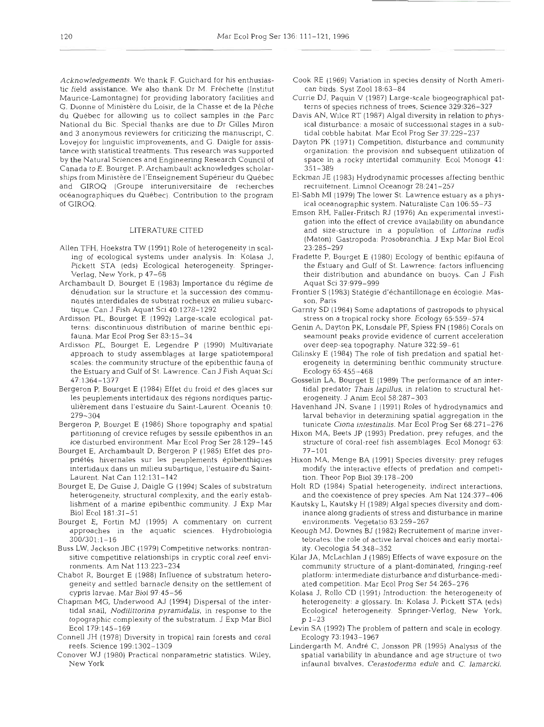*Acknowledgements.* We thank F. Guichard for his enthusiastic field assistance. We also thank Dr M. Fréchette (Institut Maurice-Lamontagne) for providing laboratory facilities and G. Dionne of Ministère du Loisir, de la Chasse et de la Pêche du Québec for allowing us to collect samples in the Parc National du Bic. Special thanks are due to Dr Gilles Miron and 3 anonymous reviewers for criticizing the manuscript, C. Lovejoy for linguistic improvements, and G. Daigle for assistance with statistical treatments. This research was supported by the Natural Sciences and Engineering Research Council of Canada to E. Bourget. P. Archambault acknowledges scholarships from Ministère de l'Enseignement Supérieur du Québec and GIROQ (Groupe interuniversitaire de recherches océanographiques du Québec). Contribution to the program of GIROQ.

## LITERATURE CITED

Allen TFH, Hoekstra TW (1991) Role of heterogeneity in scaling of ecological systems under analysis. In: Kolasa J, Pickett STA (eds) Ecological heterogeneity. Springer-Verlag, New York, p 47–68

Archambault D, Bourget E (1983) Importance du régime de dénudation sur la structure et la succession des communautés interdidales de substrat rocheux en milieu subarctique. Can J Fish Aquat Sci 40:1278–1292

Ardisson PL, Bourget E (1992) Large-scale ecological patterns: discontinuous distribution of marine benthic epifauna. Mar Ecol Prog Ser 83:15–34

Ardisson PL, Bourget E, Legendre P (1990) Multivariate approach to study assemblages at large spatiotemporal scales: the community structure of the epibenthic fauna of the Estuary and Gulf of St. Lawrence. Can J Fish Aquat Sci 47:1364–1377

Bergeron P, Bourget E (1984) Effet du froid et des glaces sur les peuplements intertidaux des régions nordiques particulièrement dans l'estuaire du Saint-Laurent. Oceanis 10: 279–304

Bergeron P, Bourget E (1986) Shore topography and spatial partitioning of crevice refuges by sessile epibenthos in an ice disturbed environment. Mar Ecol Prog Ser 28:129–145

Bourget E, Archambault D, Bergeron P (1985) Effet des propriétés hivernales sur les peuplements épibenthiques intertidaux dans un milieu subartique, l'estuaire du Saint-Laurent. Nat Can 112:131–142

Bourget E, De Guise J, Daigle G (1994) Scales of substratum heterogeneity, structural complexity, and the early establishment of a marine epibenthic community. J Exp Mar Biol Ecol 181:31–51

Bourget E, Fortin MJ (1995) A commentary on current approaches in the aquatic sciences. Hydrobiologia 300/301:1–16

Buss LW, Jackson JBC (1979) Competitive networks: nontransitive competitive relationships in cryptic coral reef environments. Am Nat 113:223–234

Chabot R, Bourget E (1988) Influence of substratum heterogeneity and settled barnacle density on the settlement of cypris larvae. Mar Biol 97:45–56

Chapman MG, Underwood AJ (1994) Dispersal of the intertidal snail, *Nodilittorina pyramidalis*, in response to the topographic complexity of the substratum. J Exp Mar Biol Ecol 179:145–169

Connell JH (1978) Diversity in tropical rain forests and coral reefs. Science 199:1302–1309

Conover WJ (1980) Practical nonparametric statistics. Wiley, New York

Cook RE (1969) Variation in species density of North American birds. Syst Zool 18:63–84

Currie DJ, Paquin V (1987) Large-scale biogeographical patterns of species richness of trees. Science 329:326–327

Davis AN, Wilce RT (1987) Algal diversity in relation to physical disturbance: a mosaic of successional stages in a subtidal cobble habitat. Mar Ecol Prog Ser 37:229–237

Dayton PK (1971) Competition, disturbance and community organization: the provision and subsequent utilization of space in a rocky intertidal community. Ecol Monogr 41: 351–389

Eckman JE (1983) Hydrodynamic processes affecting benthic recruitement. Limnol Oceanogr 28:241–257

El-Sabh MI (1979) The lower St. Lawrence estuary as a physical oceanographic system. Naturaliste Can 106:55–73

Emson RH, Faller-Fritsch RJ (1976) An experimental investigation into the effect of crevice availability on abundance and size-structure in a population of *Littorina rudis* (Maton): Gastropoda: Prosobranchia. J Exp Mar Biol Ecol 23:285–297

Fradette P, Bourget E (1980) Ecology of benthic epifauna of the Estuary and Gulf of St. Lawrence: factors influencing their distribution and abundance on buoys. Can J Fish Aquat Sci 37:979–999

Frontier S (1983) Stratégie d'échantillonage en écologie. Masson, Paris

Garrity SD (1984) Some adaptations of gastropods to physical stress on a tropical rocky shore. Ecology 65:559–574

Genin A, Dayton PK, Lonsdale PF, Spiess FN (1986) Corals on seamount peaks provide evidence of current acceleration over deep-sea topography. Nature 322:59–61

Gilinsky E (1984) The role of fish predation and spatial heterogeneity in determining benthic community structure. Ecology 65:455–468

Gosselin LA, Bourget E (1989) The performance of an intertidal predator *Thais lapillus*, in relation to structural heterogeneity. J Anim Ecol 58:287–303

Havenhand JN, Svane I (1991) Roles of hydrodynamics and larval behavior in determining spatial aggregation in the tunicate *Ciona intestinalis*. Mar Ecol Prog Ser 68:271–276

Hixon MA, Beets JP (1993) Predation, prey refuges, and the structure of coral-reef fish assemblages. Ecol Monogr 63: 77–101

Hixon MA, Menge BA (1991) Species diversity: prey refuges modify the interactive effects of predation and competition. Theor Pop Biol 39:178–200

Holt RD (1984) Spatial heterogeneity, indirect interactions, and the coexistence of prey species. Am Nat 124:377–406

Kautsky L, Kautsky H (1989) Algal species diversity and dominance along gradients of stress and disturbance in marine environments. Vegetatio 83:259–267

Keough MJ, Downes BJ (1982) Recruitement of marine invertebrates: the role of active larval choices and early mortality. Oecologia 54:348–352

Kilar JA, McLachlan J (1989) Effects of wave exposure on the community structure of a plant-dominated, fringing-reef platform: intermediate disturbance and disturbance-mediated competition. Mar Ecol Prog Ser 54:265–276

Kolasa J, Rollo CD (1991) Introduction: the heterogeneity of heterogeneity: a glossary. In: Kolasa J, Pickett STA (eds) Ecological heterogeneity. Springer-Verlag, New York, p 1–23

Levin SA (1992) The problem of pattern and scale in ecology. Ecology 73:1943–1967

Lindergarth M, André C, Jonsson PR (1995) Analysis of the spatial variability in abundance and age structure of two infaunal bivalves, *Cerastoderma edule* and *C. lamarcki*,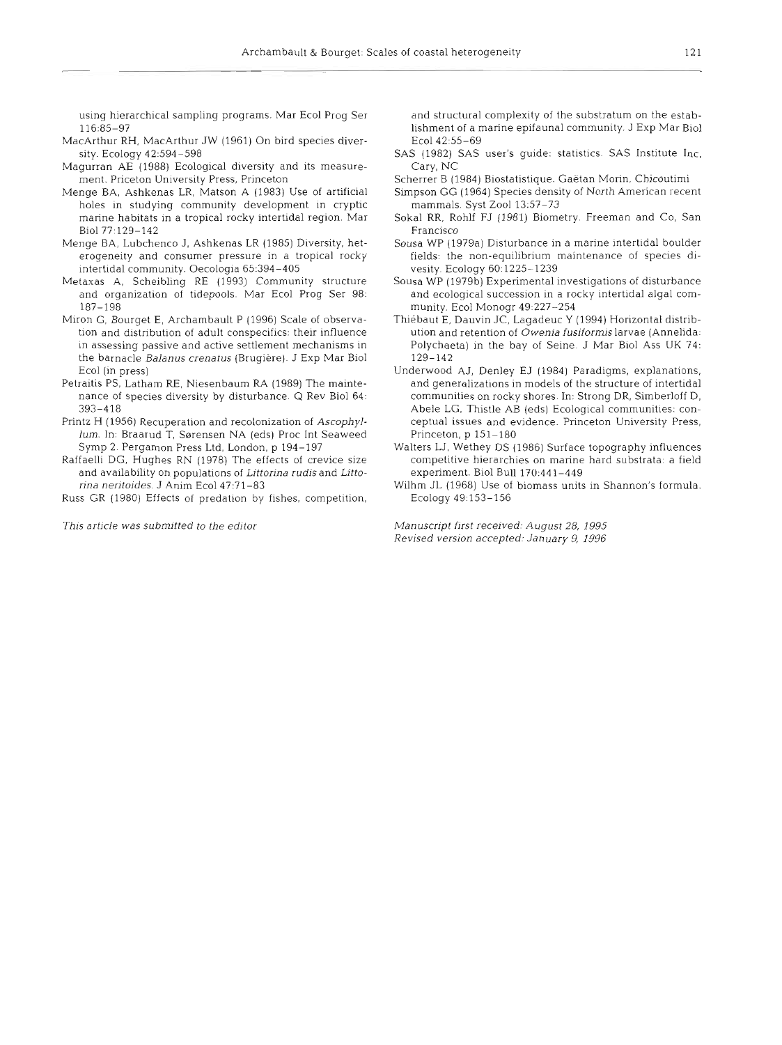using hierarchical sampling programs. Mar Ecol Prog Ser 116:85–97

MacArthur RH, MacArthur JW (1961) On bird species diversity. Ecology 42:594–598

Magurran AE (1988) Ecological diversity and its measurement. Priceton University Press, Princeton

Menge BA, Ashkenas LR, Matson A (1983) Use of artificial holes in studying community development in cryptic marine habitats in a tropical rocky intertidal region. Mar Biol 77:129–142

Menge BA, Lubchenco J, Ashkenas LR (1985) Diversity, heterogeneity and consumer pressure in a tropical rocky intertidal community. Oecologia 65:394–405

Metaxas A, Scheibling RE (1993) Community structure and organization of tidepools. Mar Ecol Prog Ser 98: 187–198

Miron G, Bourget E, Archambault P (1996) Scale of observation and distribution of adult conspecifics: their influence in assessing passive and active settlement mechanisms in the barnacle *Balanus crenatus* (Bruguière). J Exp Mar Biol Ecol (in press)

Petraitis PS, Latham RE, Niesenbaum RA (1989) The maintenance of species diversity by disturbance. Q Rev Biol 64: 393–418

Printz H (1956) Recuperation and recolonization of *Ascophyllum*. In: Braarud T, Sørensen NA (eds) Proc Int Seaweed Symp 2. Pergamon Press Ltd, London, p 194–197

Raffaelli DG, Hughes RN (1978) The effects of crevice size and availability on populations of *Littorina rudis* and *Littorina neritoides*. J Anim Ecol 47:71–83

Russ GR (1980) Effects of predation by fishes, competition, and structural complexity of the substratum on the establishment of a marine epifaunal community. J Exp Mar Biol Ecol 42:55–69

SAS (1982) SAS user's guide: statistics. SAS Institute Inc, Cary, NC

Scherrer B (1984) Biostatistique. Gaëtan Morin, Chicoutimi

Simpson GG (1964) Species density of North American recent mammals. Syst Zool 13:57–73

Sokal RR, Rohlf FJ (1981) Biometry. Freeman and Co, San Francisco

Sousa WP (1979a) Disturbance in a marine intertidal boulder fields: the non-equilibrium maintenance of species diversity. Ecology 60:1225–1239

Sousa WP (1979b) Experimental investigations of disturbance and ecological succession in a rocky intertidal algal community. Ecol Monogr 49:227–254

Thiébaut E, Dauvin JC, Lagadeuc Y (1994) Horizontal distribution and retention of *Owenia fusiformis* larvae (Annelida: Polychaeta) in the bay of Seine. J Mar Biol Ass UK 74: 129–142

Underwood AJ, Denley EJ (1984) Paradigms, explanations, and generalizations in models of the structure of intertidal communities on rocky shores. In: Strong DR, Simberloff D, Abele LG, Thistle AB (eds) Ecological communities: conceptual issues and evidence. Princeton University Press, Princeton, p 151–180

Walters LJ, Wethey DS (1986) Surface topography influences competitive hierarchies on marine hard substrata: a field experiment. Biol Bull 170:441–449

Wilhm JL (1968) Use of biomass units in Shannon's formula. Ecology 49:153–156

*This article was submitted to the editor*

*Manuscript first received: August 28, 1995*
*Revised version accepted: January 9, 1996*